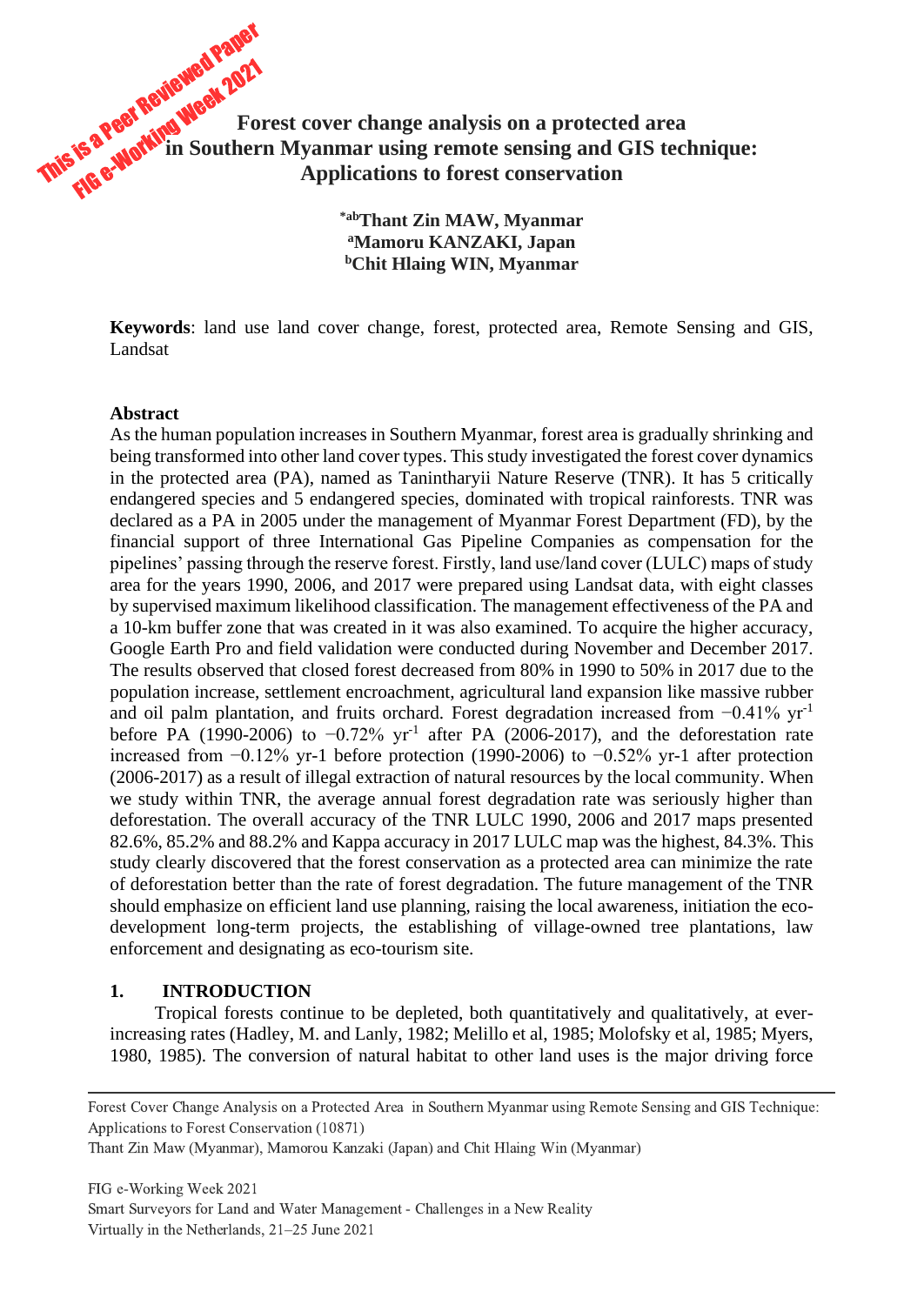This is a Peer Reviewed Paper
FIG e-Working Week 2021

# Forest cover change analysis on a protected area in Southern Myanmar using remote sensing and GIS technique: Applications to forest conservation

**[*ab]Thant Zin MAW, Myanmar**
**[a]Mamoru KANZAKI, Japan**
**[b]Chit Hlaing WIN, Myanmar**

**Keywords**: land use land cover change, forest, protected area, Remote Sensing and GIS, Landsat

## Abstract

As the human population increases in Southern Myanmar, forest area is gradually shrinking and being transformed into other land cover types. This study investigated the forest cover dynamics in the protected area (PA), named as Tanintharyii Nature Reserve (TNR). It has 5 critically endangered species and 5 endangered species, dominated with tropical rainforests. TNR was declared as a PA in 2005 under the management of Myanmar Forest Department (FD), by the financial support of three International Gas Pipeline Companies as compensation for the pipelines' passing through the reserve forest. Firstly, land use/land cover (LULC) maps of study area for the years 1990, 2006, and 2017 were prepared using Landsat data, with eight classes by supervised maximum likelihood classification. The management effectiveness of the PA and a 10-km buffer zone that was created in it was also examined. To acquire the higher accuracy, Google Earth Pro and field validation were conducted during November and December 2017. The results observed that closed forest decreased from 80% in 1990 to 50% in 2017 due to the population increase, settlement encroachment, agricultural land expansion like massive rubber and oil palm plantation, and fruits orchard. Forest degradation increased from −0.41% $yr^{-1}$ before PA (1990-2006) to −0.72% $yr^{-1}$ after PA (2006-2017), and the deforestation rate increased from −0.12% yr-1 before protection (1990-2006) to −0.52% yr-1 after protection (2006-2017) as a result of illegal extraction of natural resources by the local community. When we study within TNR, the average annual forest degradation rate was seriously higher than deforestation. The overall accuracy of the TNR LULC 1990, 2006 and 2017 maps presented 82.6%, 85.2% and 88.2% and Kappa accuracy in 2017 LULC map was the highest, 84.3%. This study clearly discovered that the forest conservation as a protected area can minimize the rate of deforestation better than the rate of forest degradation. The future management of the TNR should emphasize on efficient land use planning, raising the local awareness, initiation the eco-development long-term projects, the establishing of village-owned tree plantations, law enforcement and designating as eco-tourism site.

## 1. INTRODUCTION

Tropical forests continue to be depleted, both quantitatively and qualitatively, at ever-increasing rates (Hadley, M. and Lanly, 1982; Melillo et al, 1985; Molofsky et al, 1985; Myers, 1980, 1985). The conversion of natural habitat to other land uses is the major driving force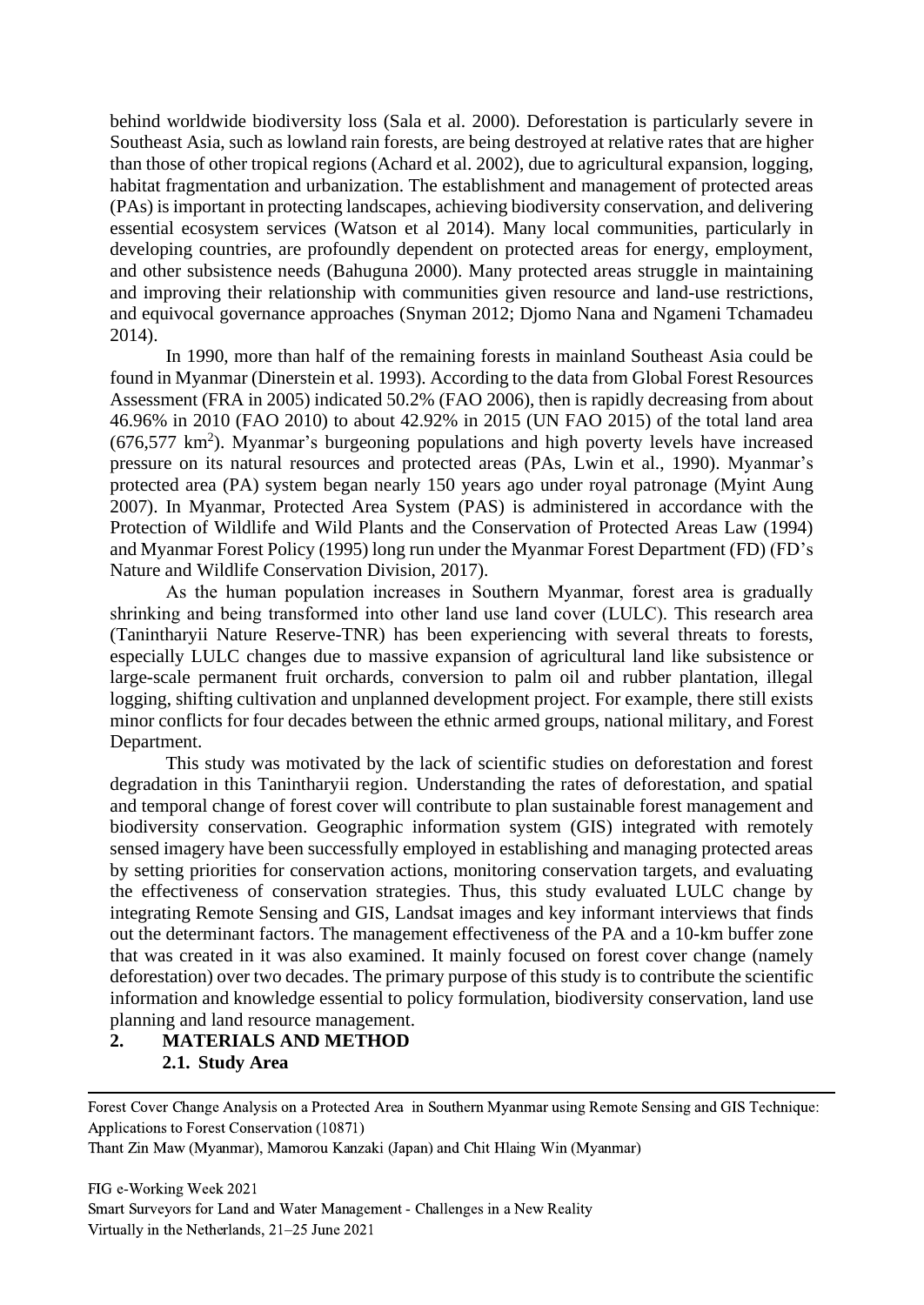behind worldwide biodiversity loss (Sala et al. 2000). Deforestation is particularly severe in Southeast Asia, such as lowland rain forests, are being destroyed at relative rates that are higher than those of other tropical regions (Achard et al. 2002), due to agricultural expansion, logging, habitat fragmentation and urbanization. The establishment and management of protected areas (PAs) is important in protecting landscapes, achieving biodiversity conservation, and delivering essential ecosystem services (Watson et al 2014). Many local communities, particularly in developing countries, are profoundly dependent on protected areas for energy, employment, and other subsistence needs (Bahuguna 2000). Many protected areas struggle in maintaining and improving their relationship with communities given resource and land-use restrictions, and equivocal governance approaches (Snyman 2012; Djomo Nana and Ngameni Tchamadeu 2014).

In 1990, more than half of the remaining forests in mainland Southeast Asia could be found in Myanmar (Dinerstein et al. 1993). According to the data from Global Forest Resources Assessment (FRA in 2005) indicated 50.2% (FAO 2006), then is rapidly decreasing from about 46.96% in 2010 (FAO 2010) to about 42.92% in 2015 (UN FAO 2015) of the total land area (676,577 km$^2$). Myanmar's burgeoning populations and high poverty levels have increased pressure on its natural resources and protected areas (PAs, Lwin et al., 1990). Myanmar's protected area (PA) system began nearly 150 years ago under royal patronage (Myint Aung 2007). In Myanmar, Protected Area System (PAS) is administered in accordance with the Protection of Wildlife and Wild Plants and the Conservation of Protected Areas Law (1994) and Myanmar Forest Policy (1995) long run under the Myanmar Forest Department (FD) (FD's Nature and Wildlife Conservation Division, 2017).

As the human population increases in Southern Myanmar, forest area is gradually shrinking and being transformed into other land use land cover (LULC). This research area (Tanintharyii Nature Reserve-TNR) has been experiencing with several threats to forests, especially LULC changes due to massive expansion of agricultural land like subsistence or large-scale permanent fruit orchards, conversion to palm oil and rubber plantation, illegal logging, shifting cultivation and unplanned development project. For example, there still exists minor conflicts for four decades between the ethnic armed groups, national military, and Forest Department.

This study was motivated by the lack of scientific studies on deforestation and forest degradation in this Tanintharyii region. Understanding the rates of deforestation, and spatial and temporal change of forest cover will contribute to plan sustainable forest management and biodiversity conservation. Geographic information system (GIS) integrated with remotely sensed imagery have been successfully employed in establishing and managing protected areas by setting priorities for conservation actions, monitoring conservation targets, and evaluating the effectiveness of conservation strategies. Thus, this study evaluated LULC change by integrating Remote Sensing and GIS, Landsat images and key informant interviews that finds out the determinant factors. The management effectiveness of the PA and a 10-km buffer zone that was created in it was also examined. It mainly focused on forest cover change (namely deforestation) over two decades. The primary purpose of this study is to contribute the scientific information and knowledge essential to policy formulation, biodiversity conservation, land use planning and land resource management.

## 2. MATERIALS AND METHOD

### 2.1. Study Area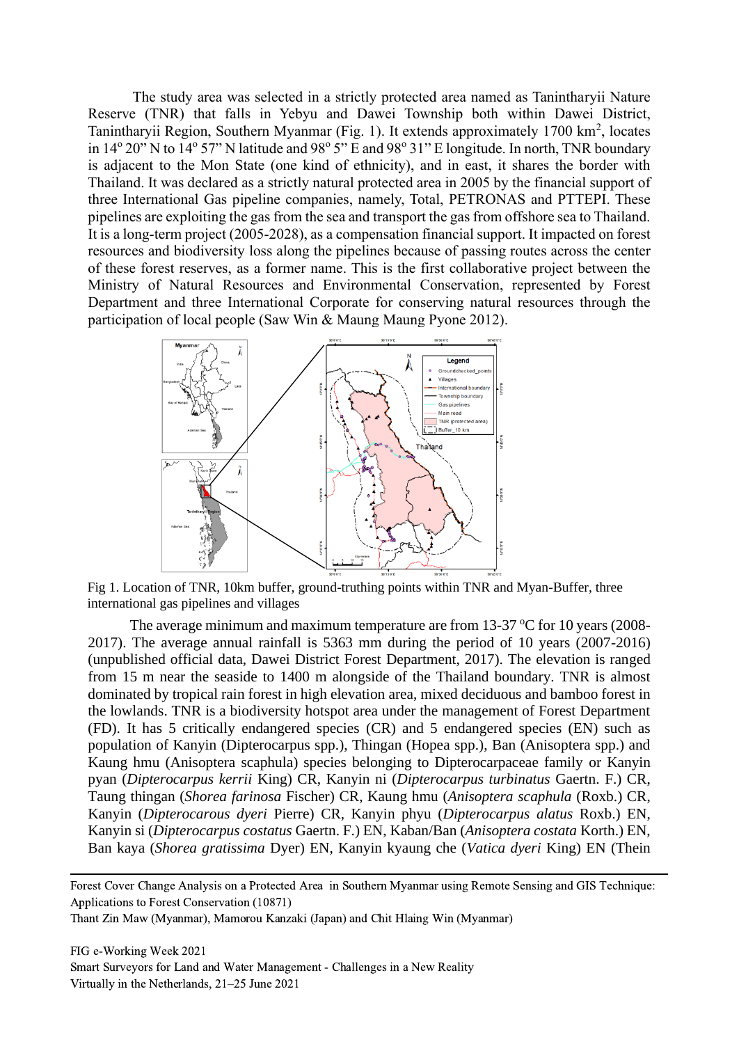The study area was selected in a strictly protected area named as Tanintharyii Nature Reserve (TNR) that falls in Yebyu and Dawei Township both within Dawei District, Tanintharyii Region, Southern Myanmar (Fig. 1). It extends approximately 1700 $km^2$, locates in $14^o$ 20" N to $14^o$ 57" N latitude and $98^o$ 5" E and $98^o$ 31" E longitude. In north, TNR boundary is adjacent to the Mon State (one kind of ethnicity), and in east, it shares the border with Thailand. It was declared as a strictly natural protected area in 2005 by the financial support of three International Gas pipeline companies, namely, Total, PETRONAS and PTTEPI. These pipelines are exploiting the gas from the sea and transport the gas from offshore sea to Thailand. It is a long-term project (2005-2028), as a compensation financial support. It impacted on forest resources and biodiversity loss along the pipelines because of passing routes across the center of these forest reserves, as a former name. This is the first collaborative project between the Ministry of Natural Resources and Environmental Conservation, represented by Forest Department and three International Corporate for conserving natural resources through the participation of local people (Saw Win & Maung Maung Pyone 2012).

Fig 1. Location of TNR, 10km buffer, ground-truthing points within TNR and Myan-Buffer, three international gas pipelines and villages

The average minimum and maximum temperature are from 13-37 $^oC$ for 10 years (2008-2017). The average annual rainfall is 5363 mm during the period of 10 years (2007-2016) (unpublished official data, Dawei District Forest Department, 2017). The elevation is ranged from 15 m near the seaside to 1400 m alongside of the Thailand boundary. TNR is almost dominated by tropical rain forest in high elevation area, mixed deciduous and bamboo forest in the lowlands. TNR is a biodiversity hotspot area under the management of Forest Department (FD). It has 5 critically endangered species (CR) and 5 endangered species (EN) such as population of Kanyin (Dipterocarpus spp.), Thingan (Hopea spp.), Ban (Anisoptera spp.) and Kaung hmu (Anisoptera scaphula) species belonging to Dipterocarpaceae family or Kanyin pyan (*Dipterocarpus kerrii* King) CR, Kanyin ni (*Dipterocarpus turbinatus* Gaertn. F.) CR, Taung thingan (*Shorea farinosa* Fischer) CR, Kaung hmu (*Anisoptera scaphula* (Roxb.) CR, Kanyin (*Dipterocarous dyeri* Pierre) CR, Kanyin phyu (*Dipterocarpus alatus* Roxb.) EN, Kanyin si (*Dipterocarpus costatus* Gaertn. F.) EN, Kaban/Ban (*Anisoptera costata* Korth.) EN, Ban kaya (*Shorea gratissima* Dyer) EN, Kanyin kyaung che (*Vatica dyeri* King) EN (Thein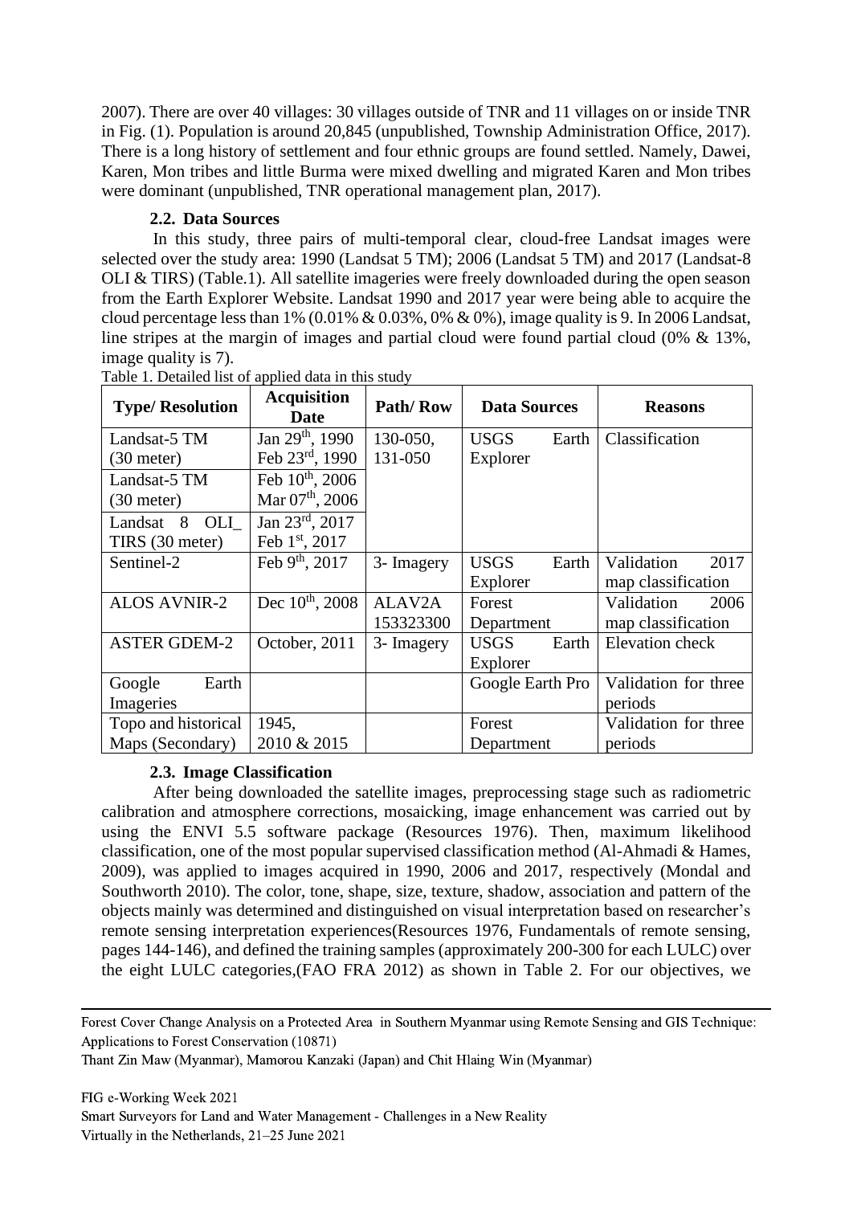2007). There are over 40 villages: 30 villages outside of TNR and 11 villages on or inside TNR in Fig. (1). Population is around 20,845 (unpublished, Township Administration Office, 2017). There is a long history of settlement and four ethnic groups are found settled. Namely, Dawei, Karen, Mon tribes and little Burma were mixed dwelling and migrated Karen and Mon tribes were dominant (unpublished, TNR operational management plan, 2017).

### 2.2. Data Sources

In this study, three pairs of multi-temporal clear, cloud-free Landsat images were selected over the study area: 1990 (Landsat 5 TM); 2006 (Landsat 5 TM) and 2017 (Landsat-8 OLI & TIRS) (Table.1). All satellite imageries were freely downloaded during the open season from the Earth Explorer Website. Landsat 1990 and 2017 year were being able to acquire the cloud percentage less than 1% (0.01% & 0.03%, 0% & 0%), image quality is 9. In 2006 Landsat, line stripes at the margin of images and partial cloud were found partial cloud (0% & 13%, image quality is 7).

Table 1. Detailed list of applied data in this study

| Type/ Resolution | Acquisition Date | Path/ Row | Data Sources | Reasons |
|---|---|---|---|---|
| Landsat-5 TM (30 meter) | Jan 29th, 1990 Feb 23rd, 1990 | 130-050, 131-050 | USGS Earth Explorer | Classification |
| Landsat-5 TM (30 meter) | Feb 10th, 2006 Mar 07th, 2006 | | | |
| Landsat 8 OLI_ TIRS (30 meter) | Jan 23rd, 2017 Feb 1st, 2017 | | | |
| Sentinel-2 | Feb 9th, 2017 | 3- Imagery | USGS Earth Explorer | Validation 2017 map classification |
| ALOS AVNIR-2 | Dec 10th, 2008 | ALAV2A 153323300 | Forest Department | Validation 2006 map classification |
| ASTER GDEM-2 | October, 2011 | 3- Imagery | USGS Earth Explorer | Elevation check |
| Google Earth Imageries | | | Google Earth Pro | Validation for three periods |
| Topo and historical Maps (Secondary) | 1945, 2010 & 2015 | | Forest Department | Validation for three periods |

### 2.3. Image Classification

After being downloaded the satellite images, preprocessing stage such as radiometric calibration and atmosphere corrections, mosaicking, image enhancement was carried out by using the ENVI 5.5 software package (Resources 1976). Then, maximum likelihood classification, one of the most popular supervised classification method (Al-Ahmadi & Hames, 2009), was applied to images acquired in 1990, 2006 and 2017, respectively (Mondal and Southworth 2010). The color, tone, shape, size, texture, shadow, association and pattern of the objects mainly was determined and distinguished on visual interpretation based on researcher's remote sensing interpretation experiences(Resources 1976, Fundamentals of remote sensing, pages 144-146), and defined the training samples (approximately 200-300 for each LULC) over the eight LULC categories,(FAO FRA 2012) as shown in Table 2. For our objectives, we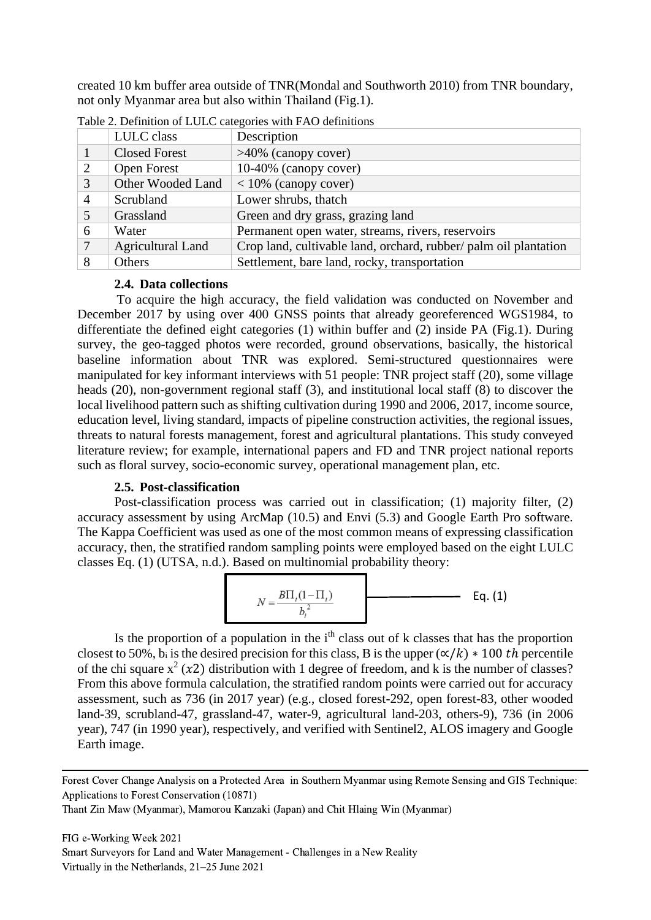created 10 km buffer area outside of TNR(Mondal and Southworth 2010) from TNR boundary, not only Myanmar area but also within Thailand (Fig.1).

Table 2. Definition of LULC categories with FAO definitions

| | LULC class | Description |
|---|---|---|
| 1 | Closed Forest | >40% (canopy cover) |
| 2 | Open Forest | 10-40% (canopy cover) |
| 3 | Other Wooded Land | < 10% (canopy cover) |
| 4 | Scrubland | Lower shrubs, thatch |
| 5 | Grassland | Green and dry grass, grazing land |
| 6 | Water | Permanent open water, streams, rivers, reservoirs |
| 7 | Agricultural Land | Crop land, cultivable land, orchard, rubber/ palm oil plantation |
| 8 | Others | Settlement, bare land, rocky, transportation |

### 2.4. Data collections

To acquire the high accuracy, the field validation was conducted on November and December 2017 by using over 400 GNSS points that already georeferenced WGS1984, to differentiate the defined eight categories (1) within buffer and (2) inside PA (Fig.1). During survey, the geo-tagged photos were recorded, ground observations, basically, the historical baseline information about TNR was explored. Semi-structured questionnaires were manipulated for key informant interviews with 51 people: TNR project staff (20), some village heads (20), non-government regional staff (3), and institutional local staff (8) to discover the local livelihood pattern such as shifting cultivation during 1990 and 2006, 2017, income source, education level, living standard, impacts of pipeline construction activities, the regional issues, threats to natural forests management, forest and agricultural plantations. This study conveyed literature review; for example, international papers and FD and TNR project national reports such as floral survey, socio-economic survey, operational management plan, etc.

### 2.5. Post-classification

Post-classification process was carried out in classification; (1) majority filter, (2) accuracy assessment by using ArcMap (10.5) and Envi (5.3) and Google Earth Pro software. The Kappa Coefficient was used as one of the most common means of expressing classification accuracy, then, the stratified random sampling points were employed based on the eight LULC classes Eq. (1) (UTSA, n.d.). Based on multinomial probability theory:

$$N = \frac{B\Pi_i(1-\Pi_i)}{b_i^2} \qquad \text{Eq. (1)}$$

Is the proportion of a population in the i[th] class out of k classes that has the proportion closest to 50%, $b_i$ is the desired precision for this class, B is the upper $(\propto/k) * 100\ th$ percentile of the chi square $x^2$ $(x2)$ distribution with 1 degree of freedom, and k is the number of classes? From this above formula calculation, the stratified random points were carried out for accuracy assessment, such as 736 (in 2017 year) (e.g., closed forest-292, open forest-83, other wooded land-39, scrubland-47, grassland-47, water-9, agricultural land-203, others-9), 736 (in 2006 year), 747 (in 1990 year), respectively, and verified with Sentinel2, ALOS imagery and Google Earth image.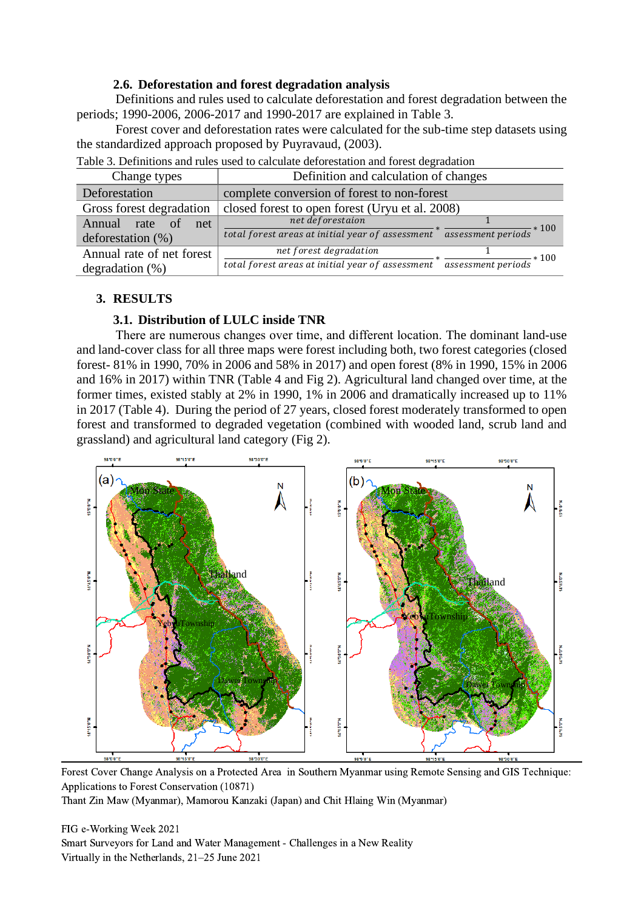### 2.6. Deforestation and forest degradation analysis

Definitions and rules used to calculate deforestation and forest degradation between the periods; 1990-2006, 2006-2017 and 1990-2017 are explained in Table 3.

Forest cover and deforestation rates were calculated for the sub-time step datasets using the standardized approach proposed by Puyravaud, (2003).

Table 3. Definitions and rules used to calculate deforestation and forest degradation

| Change types | Definition and calculation of changes |
|---|---|
| Deforestation | complete conversion of forest to non-forest |
| Gross forest degradation | closed forest to open forest (Uryu et al. 2008) |
| Annual rate of net deforestation (%) | $\frac{net\ deforestaion}{total\ forest\ areas\ at\ initial\ year\ of\ assessment} * \frac{1}{assessment\ periods} * 100$ |
| Annual rate of net forest degradation (%) | $\frac{net\ forest\ degradation}{total\ forest\ areas\ at\ initial\ year\ of\ assessment} * \frac{1}{assessment\ periods} * 100$ |

## 3. RESULTS

### 3.1. Distribution of LULC inside TNR

There are numerous changes over time, and different location. The dominant land-use and land-cover class for all three maps were forest including both, two forest categories (closed forest- 81% in 1990, 70% in 2006 and 58% in 2017) and open forest (8% in 1990, 15% in 2006 and 16% in 2017) within TNR (Table 4 and Fig 2). Agricultural land changed over time, at the former times, existed stably at 2% in 1990, 1% in 2006 and dramatically increased up to 11% in 2017 (Table 4). During the period of 27 years, closed forest moderately transformed to open forest and transformed to degraded vegetation (combined with wooded land, scrub land and grassland) and agricultural land category (Fig 2).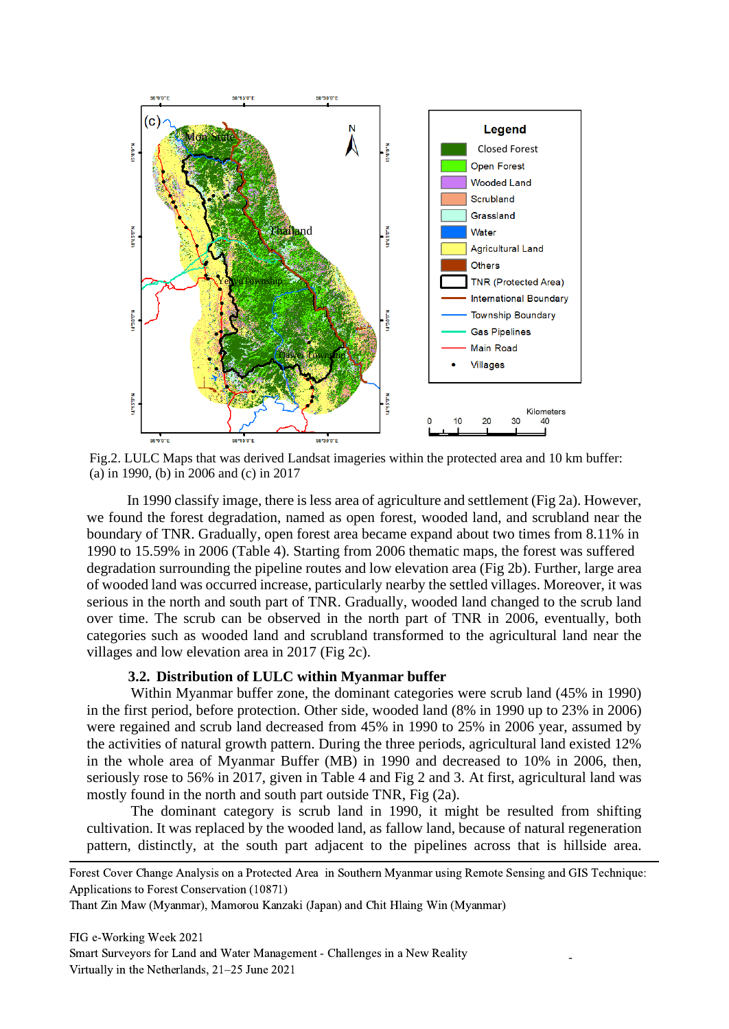Fig.2. LULC Maps that was derived Landsat imageries within the protected area and 10 km buffer: (a) in 1990, (b) in 2006 and (c) in 2017

In 1990 classify image, there is less area of agriculture and settlement (Fig 2a). However, we found the forest degradation, named as open forest, wooded land, and scrubland near the boundary of TNR. Gradually, open forest area became expand about two times from 8.11% in 1990 to 15.59% in 2006 (Table 4). Starting from 2006 thematic maps, the forest was suffered degradation surrounding the pipeline routes and low elevation area (Fig 2b). Further, large area of wooded land was occurred increase, particularly nearby the settled villages. Moreover, it was serious in the north and south part of TNR. Gradually, wooded land changed to the scrub land over time. The scrub can be observed in the north part of TNR in 2006, eventually, both categories such as wooded land and scrubland transformed to the agricultural land near the villages and low elevation area in 2017 (Fig 2c).

### 3.2. Distribution of LULC within Myanmar buffer

Within Myanmar buffer zone, the dominant categories were scrub land (45% in 1990) in the first period, before protection. Other side, wooded land (8% in 1990 up to 23% in 2006) were regained and scrub land decreased from 45% in 1990 to 25% in 2006 year, assumed by the activities of natural growth pattern. During the three periods, agricultural land existed 12% in the whole area of Myanmar Buffer (MB) in 1990 and decreased to 10% in 2006, then, seriously rose to 56% in 2017, given in Table 4 and Fig 2 and 3. At first, agricultural land was mostly found in the north and south part outside TNR, Fig (2a).

The dominant category is scrub land in 1990, it might be resulted from shifting cultivation. It was replaced by the wooded land, as fallow land, because of natural regeneration pattern, distinctly, at the south part adjacent to the pipelines across that is hillside area.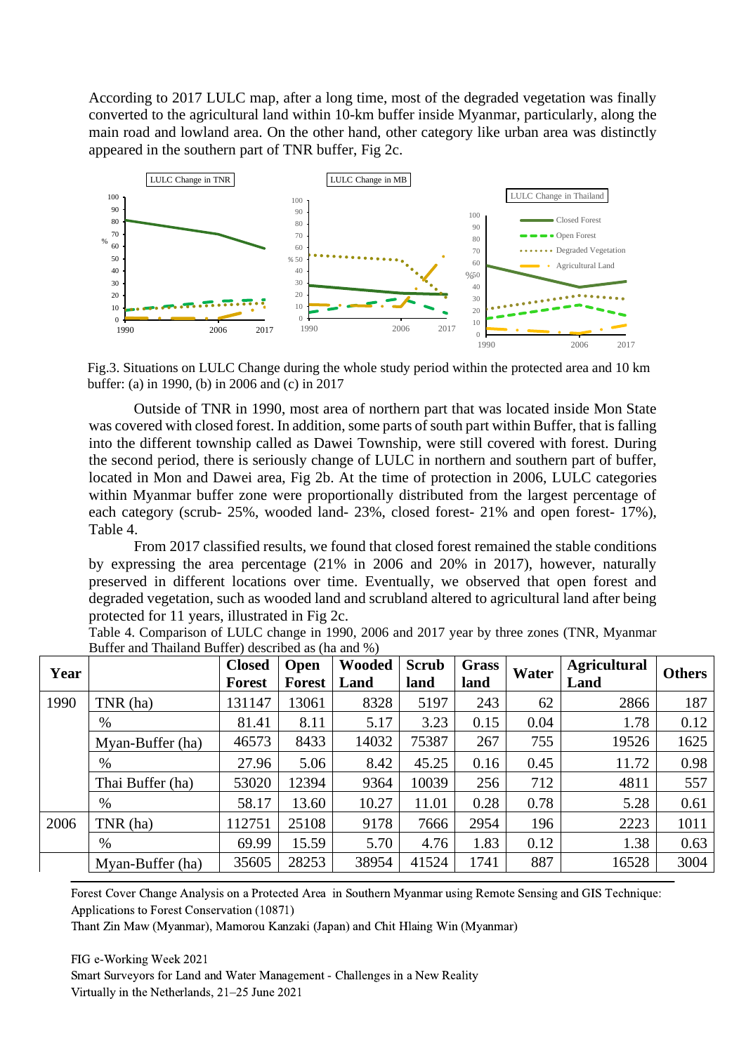According to 2017 LULC map, after a long time, most of the degraded vegetation was finally converted to the agricultural land within 10-km buffer inside Myanmar, particularly, along the main road and lowland area. On the other hand, other category like urban area was distinctly appeared in the southern part of TNR buffer, Fig 2c.

Fig.3. Situations on LULC Change during the whole study period within the protected area and 10 km buffer: (a) in 1990, (b) in 2006 and (c) in 2017

Outside of TNR in 1990, most area of northern part that was located inside Mon State was covered with closed forest. In addition, some parts of south part within Buffer, that is falling into the different township called as Dawei Township, were still covered with forest. During the second period, there is seriously change of LULC in northern and southern part of buffer, located in Mon and Dawei area, Fig 2b. At the time of protection in 2006, LULC categories within Myanmar buffer zone were proportionally distributed from the largest percentage of each category (scrub- 25%, wooded land- 23%, closed forest- 21% and open forest- 17%), Table 4.

From 2017 classified results, we found that closed forest remained the stable conditions by expressing the area percentage (21% in 2006 and 20% in 2017), however, naturally preserved in different locations over time. Eventually, we observed that open forest and degraded vegetation, such as wooded land and scrubland altered to agricultural land after being protected for 11 years, illustrated in Fig 2c.

Table 4. Comparison of LULC change in 1990, 2006 and 2017 year by three zones (TNR, Myanmar Buffer and Thailand Buffer) described as (ha and %)

| Year | | Closed Forest | Open Forest | Wooded Land | Scrub land | Grass land | Water | Agricultural Land | Others |
|---|---|---|---|---|---|---|---|---|---|
| 1990 | TNR (ha) | 131147 | 13061 | 8328 | 5197 | 243 | 62 | 2866 | 187 |
| | % | 81.41 | 8.11 | 5.17 | 3.23 | 0.15 | 0.04 | 1.78 | 0.12 |
| | Myan-Buffer (ha) | 46573 | 8433 | 14032 | 75387 | 267 | 755 | 19526 | 1625 |
| | % | 27.96 | 5.06 | 8.42 | 45.25 | 0.16 | 0.45 | 11.72 | 0.98 |
| | Thai Buffer (ha) | 53020 | 12394 | 9364 | 10039 | 256 | 712 | 4811 | 557 |
| | % | 58.17 | 13.60 | 10.27 | 11.01 | 0.28 | 0.78 | 5.28 | 0.61 |
| 2006 | TNR (ha) | 112751 | 25108 | 9178 | 7666 | 2954 | 196 | 2223 | 1011 |
| | % | 69.99 | 15.59 | 5.70 | 4.76 | 1.83 | 0.12 | 1.38 | 0.63 |
| | Myan-Buffer (ha) | 35605 | 28253 | 38954 | 41524 | 1741 | 887 | 16528 | 3004 |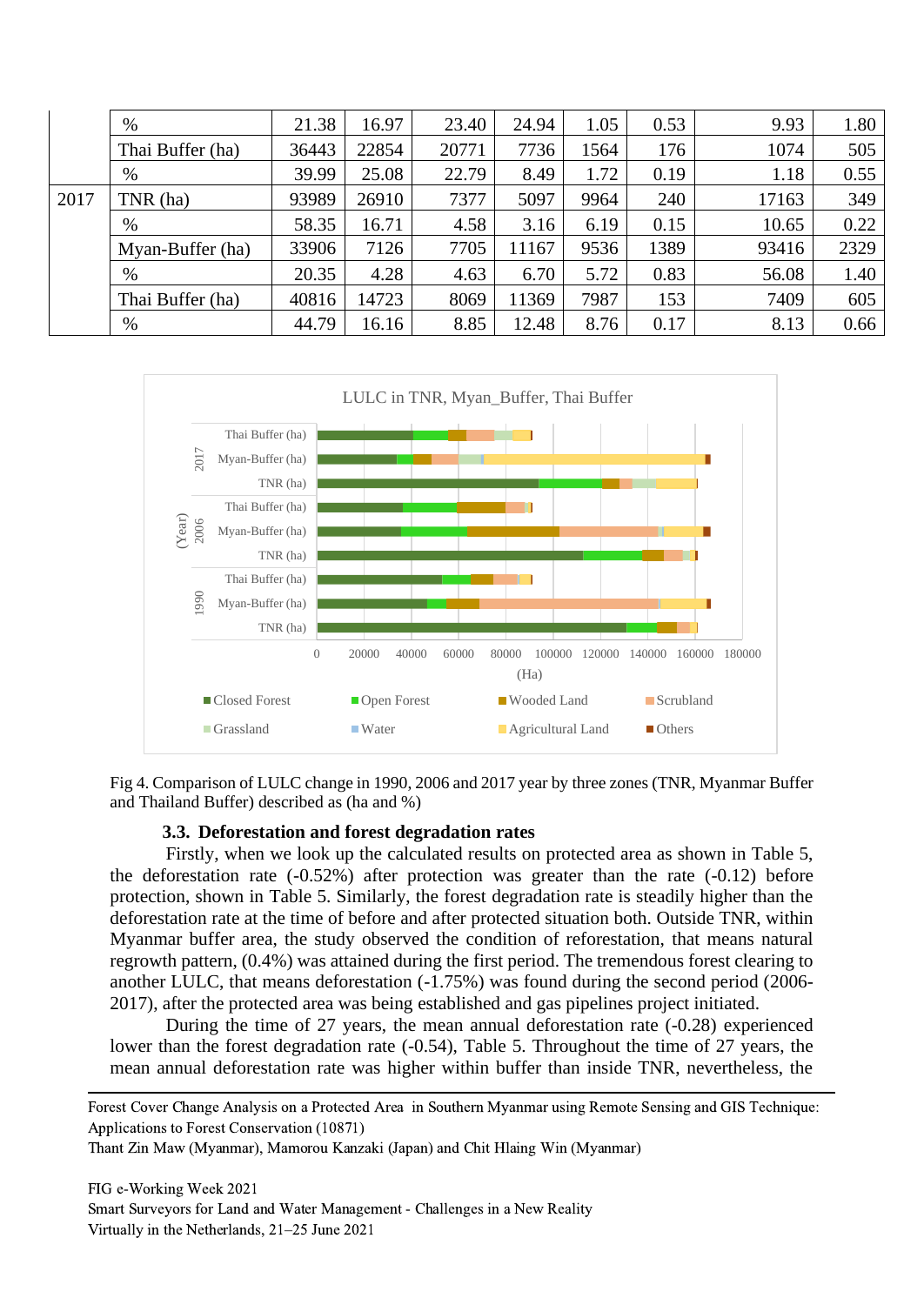| | | | | | | | | | |
|---|---|---|---|---|---|---|---|---|---|
| | % | 21.38 | 16.97 | 23.40 | 24.94 | 1.05 | 0.53 | 9.93 | 1.80 |
| | Thai Buffer (ha) | 36443 | 22854 | 20771 | 7736 | 1564 | 176 | 1074 | 505 |
| | % | 39.99 | 25.08 | 22.79 | 8.49 | 1.72 | 0.19 | 1.18 | 0.55 |
| 2017 | TNR (ha) | 93989 | 26910 | 7377 | 5097 | 9964 | 240 | 17163 | 349 |
| | % | 58.35 | 16.71 | 4.58 | 3.16 | 6.19 | 0.15 | 10.65 | 0.22 |
| | Myan-Buffer (ha) | 33906 | 7126 | 7705 | 11167 | 9536 | 1389 | 93416 | 2329 |
| | % | 20.35 | 4.28 | 4.63 | 6.70 | 5.72 | 0.83 | 56.08 | 1.40 |
| | Thai Buffer (ha) | 40816 | 14723 | 8069 | 11369 | 7987 | 153 | 7409 | 605 |
| | % | 44.79 | 16.16 | 8.85 | 12.48 | 8.76 | 0.17 | 8.13 | 0.66 |

Fig 4. Comparison of LULC change in 1990, 2006 and 2017 year by three zones (TNR, Myanmar Buffer and Thailand Buffer) described as (ha and %)

### 3.3. Deforestation and forest degradation rates

Firstly, when we look up the calculated results on protected area as shown in Table 5, the deforestation rate (-0.52%) after protection was greater than the rate (-0.12) before protection, shown in Table 5. Similarly, the forest degradation rate is steadily higher than the deforestation rate at the time of before and after protected situation both. Outside TNR, within Myanmar buffer area, the study observed the condition of reforestation, that means natural regrowth pattern, (0.4%) was attained during the first period. The tremendous forest clearing to another LULC, that means deforestation (-1.75%) was found during the second period (2006-2017), after the protected area was being established and gas pipelines project initiated.

During the time of 27 years, the mean annual deforestation rate (-0.28) experienced lower than the forest degradation rate (-0.54), Table 5. Throughout the time of 27 years, the mean annual deforestation rate was higher within buffer than inside TNR, nevertheless, the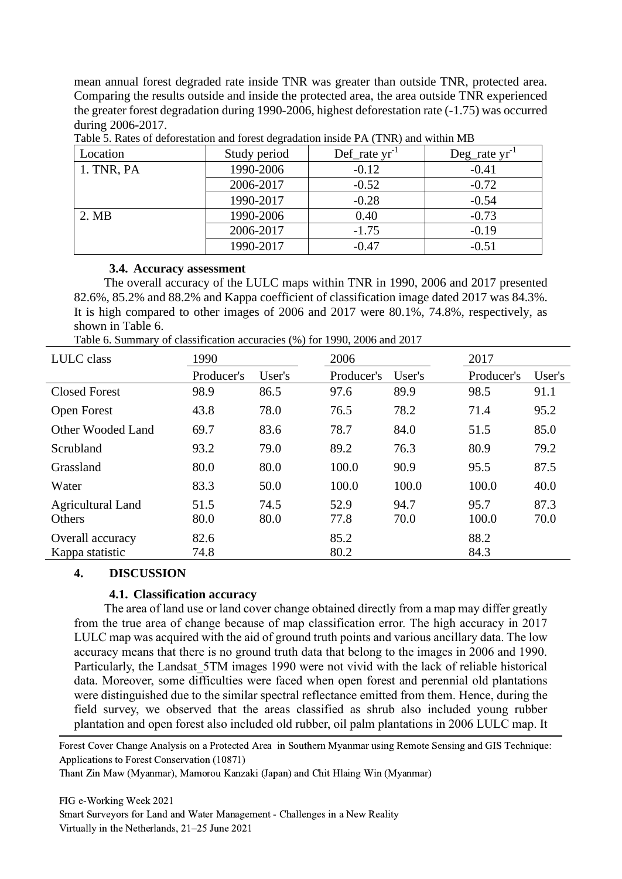mean annual forest degraded rate inside TNR was greater than outside TNR, protected area. Comparing the results outside and inside the protected area, the area outside TNR experienced the greater forest degradation during 1990-2006, highest deforestation rate (-1.75) was occurred during 2006-2017.

Table 5. Rates of deforestation and forest degradation inside PA (TNR) and within MB

| Location | Study period | Def_rate $yr^{-1}$ | Deg_rate $yr^{-1}$ |
|---|---|---|---|
| 1. TNR, PA | 1990-2006 | -0.12 | -0.41 |
| | 2006-2017 | -0.52 | -0.72 |
| | 1990-2017 | -0.28 | -0.54 |
| 2. MB | 1990-2006 | 0.40 | -0.73 |
| | 2006-2017 | -1.75 | -0.19 |
| | 1990-2017 | -0.47 | -0.51 |

### 3.4. Accuracy assessment

The overall accuracy of the LULC maps within TNR in 1990, 2006 and 2017 presented 82.6%, 85.2% and 88.2% and Kappa coefficient of classification image dated 2017 was 84.3%. It is high compared to other images of 2006 and 2017 were 80.1%, 74.8%, respectively, as shown in Table 6.

Table 6. Summary of classification accuracies (%) for 1990, 2006 and 2017

| LULC class | 1990 | | 2006 | | 2017 | |
|---|---|---|---|---|---|---|
| | Producer's | User's | Producer's | User's | Producer's | User's |
| Closed Forest | 98.9 | 86.5 | 97.6 | 89.9 | 98.5 | 91.1 |
| Open Forest | 43.8 | 78.0 | 76.5 | 78.2 | 71.4 | 95.2 |
| Other Wooded Land | 69.7 | 83.6 | 78.7 | 84.0 | 51.5 | 85.0 |
| Scrubland | 93.2 | 79.0 | 89.2 | 76.3 | 80.9 | 79.2 |
| Grassland | 80.0 | 80.0 | 100.0 | 90.9 | 95.5 | 87.5 |
| Water | 83.3 | 50.0 | 100.0 | 100.0 | 100.0 | 40.0 |
| Agricultural Land | 51.5 | 74.5 | 52.9 | 94.7 | 95.7 | 87.3 |
| Others | 80.0 | 80.0 | 77.8 | 70.0 | 100.0 | 70.0 |
| Overall accuracy | 82.6 | | 85.2 | | 88.2 | |
| Kappa statistic | 74.8 | | 80.2 | | 84.3 | |

## 4. DISCUSSION

### 4.1. Classification accuracy

The area of land use or land cover change obtained directly from a map may differ greatly from the true area of change because of map classification error. The high accuracy in 2017 LULC map was acquired with the aid of ground truth points and various ancillary data. The low accuracy means that there is no ground truth data that belong to the images in 2006 and 1990. Particularly, the Landsat_5TM images 1990 were not vivid with the lack of reliable historical data. Moreover, some difficulties were faced when open forest and perennial old plantations were distinguished due to the similar spectral reflectance emitted from them. Hence, during the field survey, we observed that the areas classified as shrub also included young rubber plantation and open forest also included old rubber, oil palm plantations in 2006 LULC map. It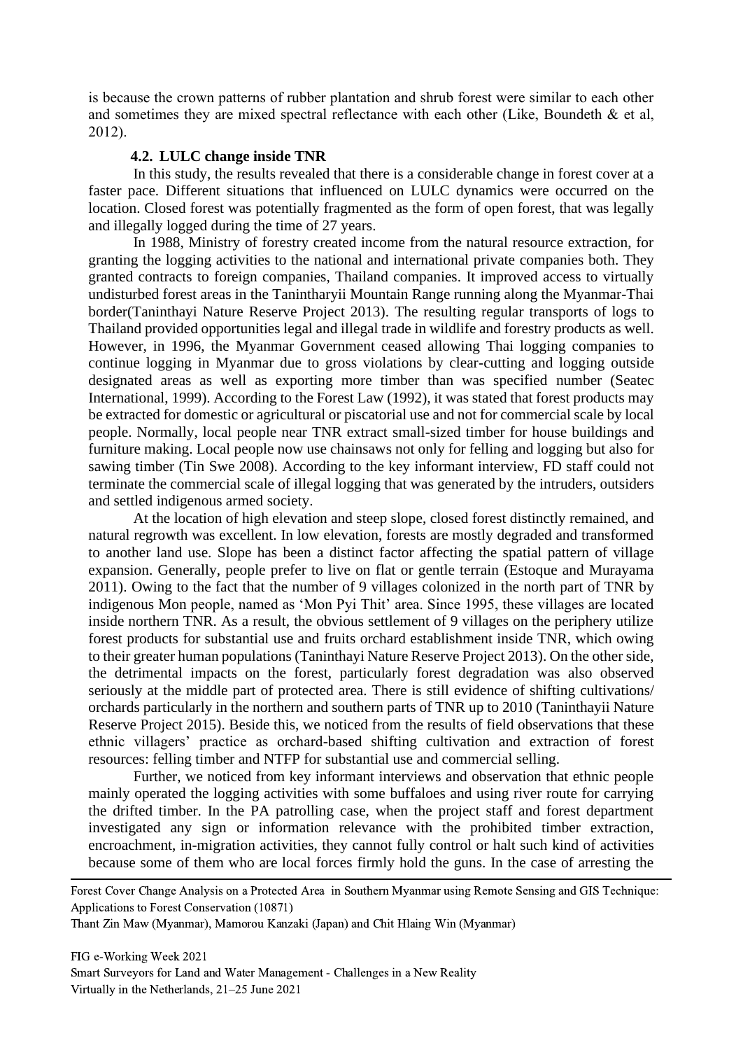is because the crown patterns of rubber plantation and shrub forest were similar to each other and sometimes they are mixed spectral reflectance with each other (Like, Boundeth & et al, 2012).

### 4.2. LULC change inside TNR

In this study, the results revealed that there is a considerable change in forest cover at a faster pace. Different situations that influenced on LULC dynamics were occurred on the location. Closed forest was potentially fragmented as the form of open forest, that was legally and illegally logged during the time of 27 years.

In 1988, Ministry of forestry created income from the natural resource extraction, for granting the logging activities to the national and international private companies both. They granted contracts to foreign companies, Thailand companies. It improved access to virtually undisturbed forest areas in the Tanintharyii Mountain Range running along the Myanmar-Thai border(Taninthayi Nature Reserve Project 2013). The resulting regular transports of logs to Thailand provided opportunities legal and illegal trade in wildlife and forestry products as well. However, in 1996, the Myanmar Government ceased allowing Thai logging companies to continue logging in Myanmar due to gross violations by clear-cutting and logging outside designated areas as well as exporting more timber than was specified number (Seatec International, 1999). According to the Forest Law (1992), it was stated that forest products may be extracted for domestic or agricultural or piscatorial use and not for commercial scale by local people. Normally, local people near TNR extract small-sized timber for house buildings and furniture making. Local people now use chainsaws not only for felling and logging but also for sawing timber (Tin Swe 2008). According to the key informant interview, FD staff could not terminate the commercial scale of illegal logging that was generated by the intruders, outsiders and settled indigenous armed society.

At the location of high elevation and steep slope, closed forest distinctly remained, and natural regrowth was excellent. In low elevation, forests are mostly degraded and transformed to another land use. Slope has been a distinct factor affecting the spatial pattern of village expansion. Generally, people prefer to live on flat or gentle terrain (Estoque and Murayama 2011). Owing to the fact that the number of 9 villages colonized in the north part of TNR by indigenous Mon people, named as 'Mon Pyi Thit' area. Since 1995, these villages are located inside northern TNR. As a result, the obvious settlement of 9 villages on the periphery utilize forest products for substantial use and fruits orchard establishment inside TNR, which owing to their greater human populations (Taninthayi Nature Reserve Project 2013). On the other side, the detrimental impacts on the forest, particularly forest degradation was also observed seriously at the middle part of protected area. There is still evidence of shifting cultivations/ orchards particularly in the northern and southern parts of TNR up to 2010 (Taninthayii Nature Reserve Project 2015). Beside this, we noticed from the results of field observations that these ethnic villagers' practice as orchard-based shifting cultivation and extraction of forest resources: felling timber and NTFP for substantial use and commercial selling.

Further, we noticed from key informant interviews and observation that ethnic people mainly operated the logging activities with some buffaloes and using river route for carrying the drifted timber. In the PA patrolling case, when the project staff and forest department investigated any sign or information relevance with the prohibited timber extraction, encroachment, in-migration activities, they cannot fully control or halt such kind of activities because some of them who are local forces firmly hold the guns. In the case of arresting the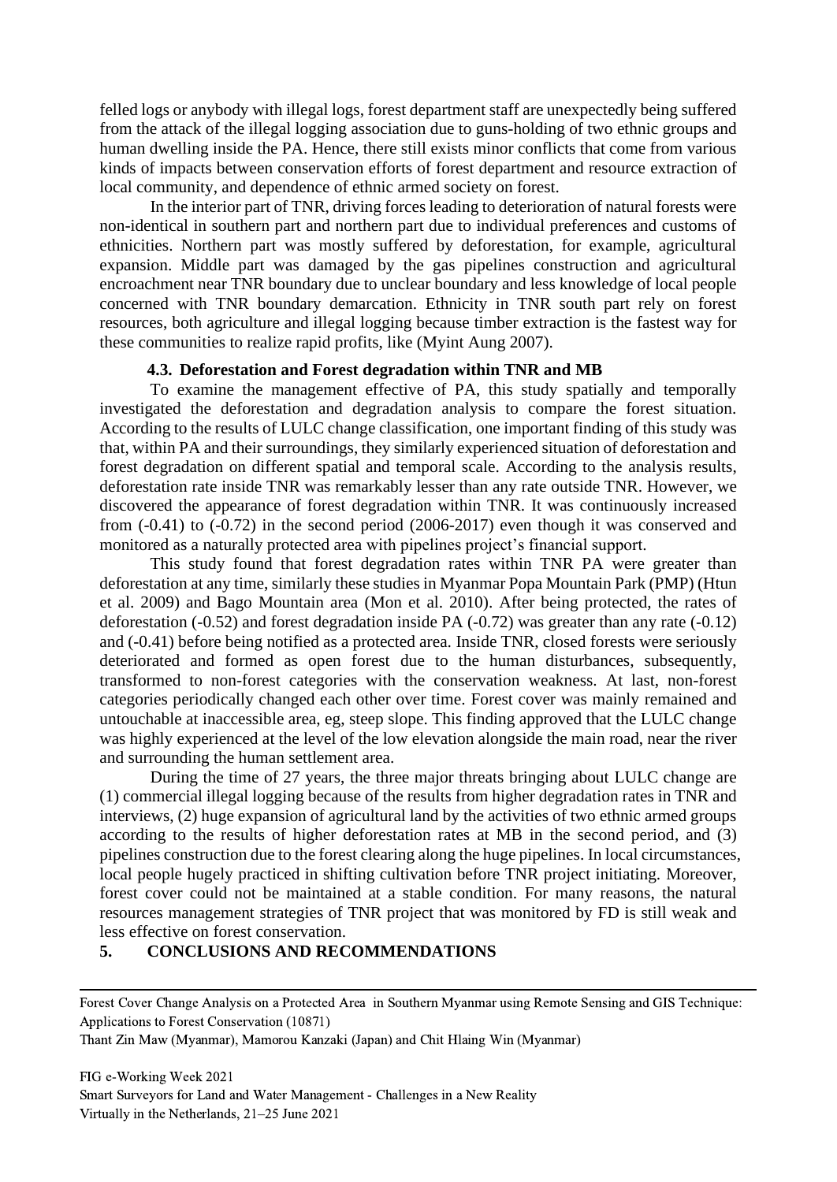felled logs or anybody with illegal logs, forest department staff are unexpectedly being suffered from the attack of the illegal logging association due to guns-holding of two ethnic groups and human dwelling inside the PA. Hence, there still exists minor conflicts that come from various kinds of impacts between conservation efforts of forest department and resource extraction of local community, and dependence of ethnic armed society on forest.

In the interior part of TNR, driving forces leading to deterioration of natural forests were non-identical in southern part and northern part due to individual preferences and customs of ethnicities. Northern part was mostly suffered by deforestation, for example, agricultural expansion. Middle part was damaged by the gas pipelines construction and agricultural encroachment near TNR boundary due to unclear boundary and less knowledge of local people concerned with TNR boundary demarcation. Ethnicity in TNR south part rely on forest resources, both agriculture and illegal logging because timber extraction is the fastest way for these communities to realize rapid profits, like (Myint Aung 2007).

### 4.3. Deforestation and Forest degradation within TNR and MB

To examine the management effective of PA, this study spatially and temporally investigated the deforestation and degradation analysis to compare the forest situation. According to the results of LULC change classification, one important finding of this study was that, within PA and their surroundings, they similarly experienced situation of deforestation and forest degradation on different spatial and temporal scale. According to the analysis results, deforestation rate inside TNR was remarkably lesser than any rate outside TNR. However, we discovered the appearance of forest degradation within TNR. It was continuously increased from (-0.41) to (-0.72) in the second period (2006-2017) even though it was conserved and monitored as a naturally protected area with pipelines project's financial support.

This study found that forest degradation rates within TNR PA were greater than deforestation at any time, similarly these studies in Myanmar Popa Mountain Park (PMP) (Htun et al. 2009) and Bago Mountain area (Mon et al. 2010). After being protected, the rates of deforestation (-0.52) and forest degradation inside PA (-0.72) was greater than any rate (-0.12) and (-0.41) before being notified as a protected area. Inside TNR, closed forests were seriously deteriorated and formed as open forest due to the human disturbances, subsequently, transformed to non-forest categories with the conservation weakness. At last, non-forest categories periodically changed each other over time. Forest cover was mainly remained and untouchable at inaccessible area, eg, steep slope. This finding approved that the LULC change was highly experienced at the level of the low elevation alongside the main road, near the river and surrounding the human settlement area.

During the time of 27 years, the three major threats bringing about LULC change are (1) commercial illegal logging because of the results from higher degradation rates in TNR and interviews, (2) huge expansion of agricultural land by the activities of two ethnic armed groups according to the results of higher deforestation rates at MB in the second period, and (3) pipelines construction due to the forest clearing along the huge pipelines. In local circumstances, local people hugely practiced in shifting cultivation before TNR project initiating. Moreover, forest cover could not be maintained at a stable condition. For many reasons, the natural resources management strategies of TNR project that was monitored by FD is still weak and less effective on forest conservation.

## 5. CONCLUSIONS AND RECOMMENDATIONS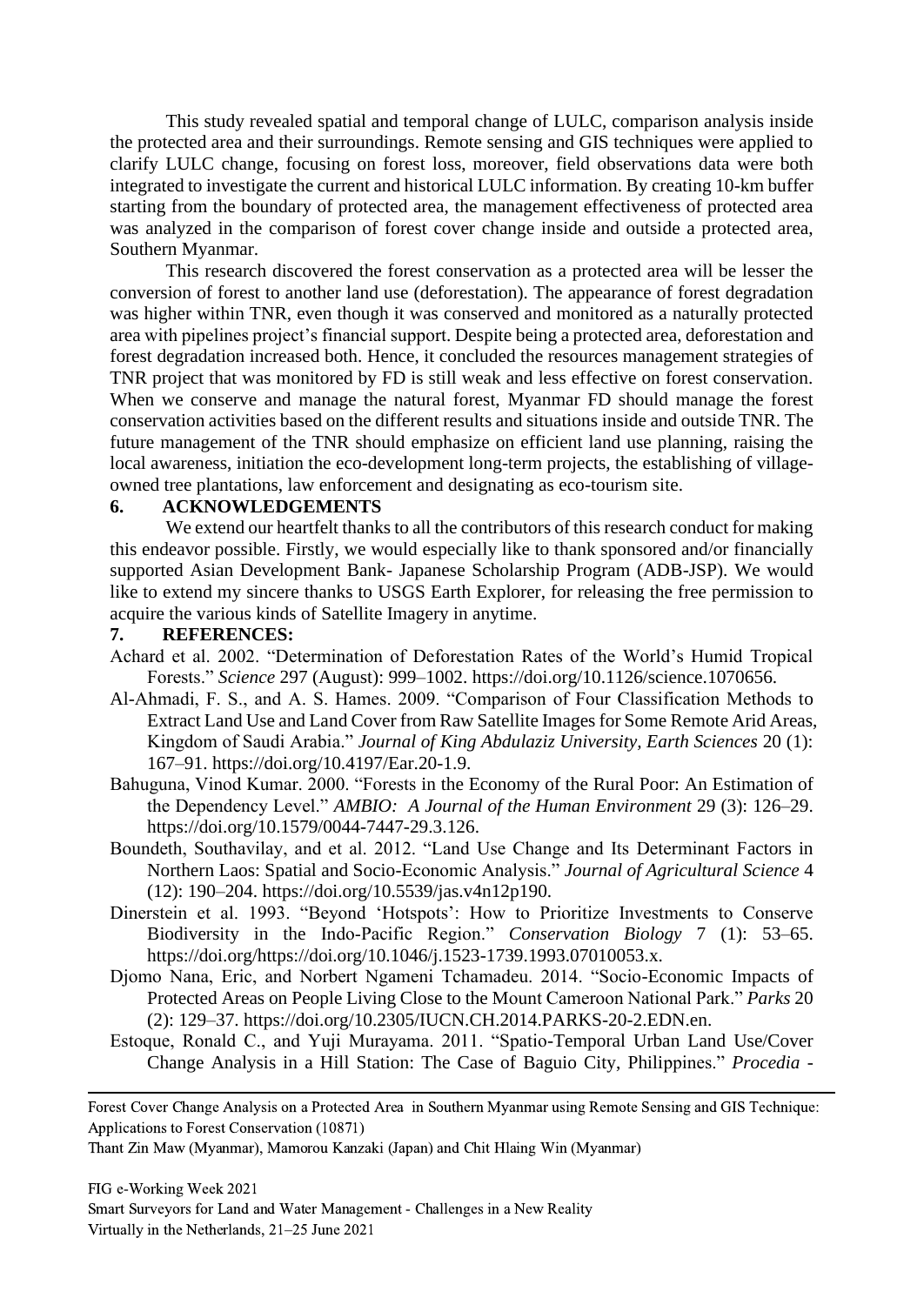This study revealed spatial and temporal change of LULC, comparison analysis inside the protected area and their surroundings. Remote sensing and GIS techniques were applied to clarify LULC change, focusing on forest loss, moreover, field observations data were both integrated to investigate the current and historical LULC information. By creating 10-km buffer starting from the boundary of protected area, the management effectiveness of protected area was analyzed in the comparison of forest cover change inside and outside a protected area, Southern Myanmar.

This research discovered the forest conservation as a protected area will be lesser the conversion of forest to another land use (deforestation). The appearance of forest degradation was higher within TNR, even though it was conserved and monitored as a naturally protected area with pipelines project's financial support. Despite being a protected area, deforestation and forest degradation increased both. Hence, it concluded the resources management strategies of TNR project that was monitored by FD is still weak and less effective on forest conservation. When we conserve and manage the natural forest, Myanmar FD should manage the forest conservation activities based on the different results and situations inside and outside TNR. The future management of the TNR should emphasize on efficient land use planning, raising the local awareness, initiation the eco-development long-term projects, the establishing of village-owned tree plantations, law enforcement and designating as eco-tourism site.

## 6. ACKNOWLEDGEMENTS

We extend our heartfelt thanks to all the contributors of this research conduct for making this endeavor possible. Firstly, we would especially like to thank sponsored and/or financially supported Asian Development Bank- Japanese Scholarship Program (ADB-JSP). We would like to extend my sincere thanks to USGS Earth Explorer, for releasing the free permission to acquire the various kinds of Satellite Imagery in anytime.

## 7. REFERENCES:

Achard et al. 2002. "Determination of Deforestation Rates of the World's Humid Tropical Forests." *Science* 297 (August): 999–1002. https://doi.org/10.1126/science.1070656.

Al-Ahmadi, F. S., and A. S. Hames. 2009. "Comparison of Four Classification Methods to Extract Land Use and Land Cover from Raw Satellite Images for Some Remote Arid Areas, Kingdom of Saudi Arabia." *Journal of King Abdulaziz University, Earth Sciences* 20 (1): 167–91. https://doi.org/10.4197/Ear.20-1.9.

Bahuguna, Vinod Kumar. 2000. "Forests in the Economy of the Rural Poor: An Estimation of the Dependency Level." *AMBIO: A Journal of the Human Environment* 29 (3): 126–29. https://doi.org/10.1579/0044-7447-29.3.126.

Boundeth, Southavilay, and et al. 2012. "Land Use Change and Its Determinant Factors in Northern Laos: Spatial and Socio-Economic Analysis." *Journal of Agricultural Science* 4 (12): 190–204. https://doi.org/10.5539/jas.v4n12p190.

Dinerstein et al. 1993. "Beyond 'Hotspots': How to Prioritize Investments to Conserve Biodiversity in the Indo-Pacific Region." *Conservation Biology* 7 (1): 53–65. https://doi.org/https://doi.org/10.1046/j.1523-1739.1993.07010053.x.

Djomo Nana, Eric, and Norbert Ngameni Tchamadeu. 2014. "Socio-Economic Impacts of Protected Areas on People Living Close to the Mount Cameroon National Park." *Parks* 20 (2): 129–37. https://doi.org/10.2305/IUCN.CH.2014.PARKS-20-2.EDN.en.

Estoque, Ronald C., and Yuji Murayama. 2011. "Spatio-Temporal Urban Land Use/Cover Change Analysis in a Hill Station: The Case of Baguio City, Philippines." *Procedia -*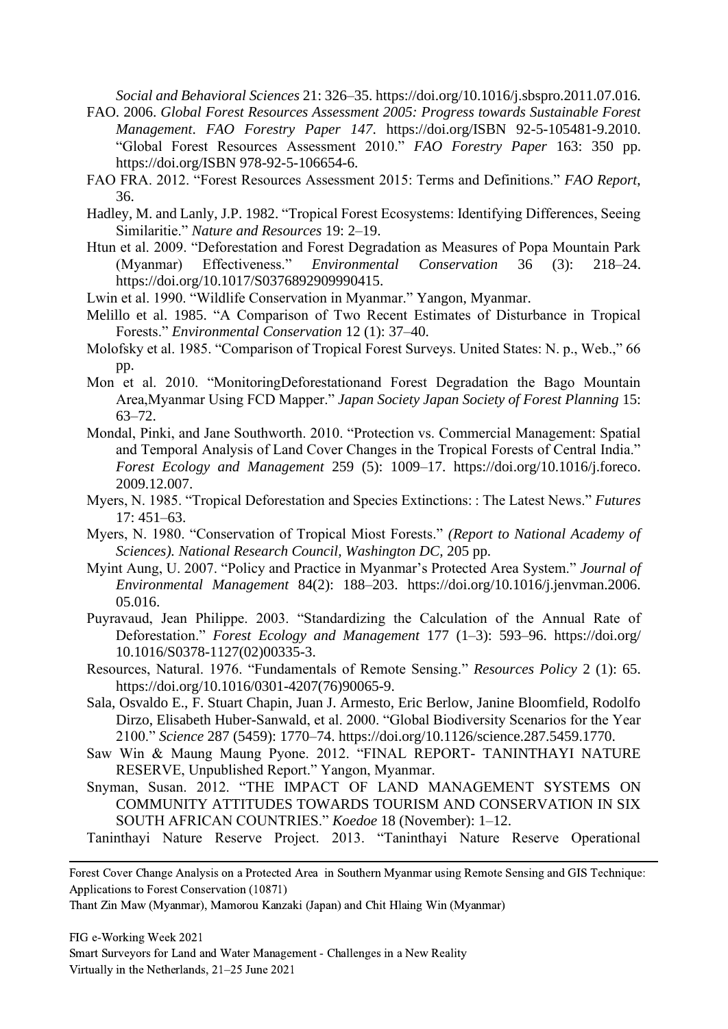*Social and Behavioral Sciences* 21: 326–35. https://doi.org/10.1016/j.sbspro.2011.07.016.

FAO. 2006. *Global Forest Resources Assessment 2005: Progress towards Sustainable Forest Management*. *FAO Forestry Paper 147*. https://doi.org/ISBN 92-5-105481-9.2010. "Global Forest Resources Assessment 2010." *FAO Forestry Paper* 163: 350 pp. https://doi.org/ISBN 978-92-5-106654-6.

FAO FRA. 2012. "Forest Resources Assessment 2015: Terms and Definitions." *FAO Report*, 36.

Hadley, M. and Lanly, J.P. 1982. "Tropical Forest Ecosystems: Identifying Differences, Seeing Similaritie." *Nature and Resources* 19: 2–19.

Htun et al. 2009. "Deforestation and Forest Degradation as Measures of Popa Mountain Park (Myanmar) Effectiveness." *Environmental Conservation* 36 (3): 218–24. https://doi.org/10.1017/S0376892909990415.

Lwin et al. 1990. "Wildlife Conservation in Myanmar." Yangon, Myanmar.

Melillo et al. 1985. "A Comparison of Two Recent Estimates of Disturbance in Tropical Forests." *Environmental Conservation* 12 (1): 37–40.

Molofsky et al. 1985. "Comparison of Tropical Forest Surveys. United States: N. p., Web.," 66 pp.

Mon et al. 2010. "MonitoringDeforestationand Forest Degradation the Bago Mountain Area,Myanmar Using FCD Mapper." *Japan Society Japan Society of Forest Planning* 15: 63–72.

Mondal, Pinki, and Jane Southworth. 2010. "Protection vs. Commercial Management: Spatial and Temporal Analysis of Land Cover Changes in the Tropical Forests of Central India." *Forest Ecology and Management* 259 (5): 1009–17. https://doi.org/10.1016/j.foreco.2009.12.007.

Myers, N. 1985. "Tropical Deforestation and Species Extinctions: : The Latest News." *Futures* 17: 451–63.

Myers, N. 1980. "Conservation of Tropical Miost Forests." *(Report to National Academy of Sciences). National Research Council, Washington DC*, 205 pp.

Myint Aung, U. 2007. "Policy and Practice in Myanmar's Protected Area System." *Journal of Environmental Management* 84(2): 188–203. https://doi.org/10.1016/j.jenvman.2006.05.016.

Puyravaud, Jean Philippe. 2003. "Standardizing the Calculation of the Annual Rate of Deforestation." *Forest Ecology and Management* 177 (1–3): 593–96. https://doi.org/10.1016/S0378-1127(02)00335-3.

Resources, Natural. 1976. "Fundamentals of Remote Sensing." *Resources Policy* 2 (1): 65. https://doi.org/10.1016/0301-4207(76)90065-9.

Sala, Osvaldo E., F. Stuart Chapin, Juan J. Armesto, Eric Berlow, Janine Bloomfield, Rodolfo Dirzo, Elisabeth Huber-Sanwald, et al. 2000. "Global Biodiversity Scenarios for the Year 2100." *Science* 287 (5459): 1770–74. https://doi.org/10.1126/science.287.5459.1770.

Saw Win & Maung Maung Pyone. 2012. "FINAL REPORT- TANINTHAYI NATURE RESERVE, Unpublished Report." Yangon, Myanmar.

Snyman, Susan. 2012. "THE IMPACT OF LAND MANAGEMENT SYSTEMS ON COMMUNITY ATTITUDES TOWARDS TOURISM AND CONSERVATION IN SIX SOUTH AFRICAN COUNTRIES." *Koedoe* 18 (November): 1–12.

Taninthayi Nature Reserve Project. 2013. "Taninthayi Nature Reserve Operational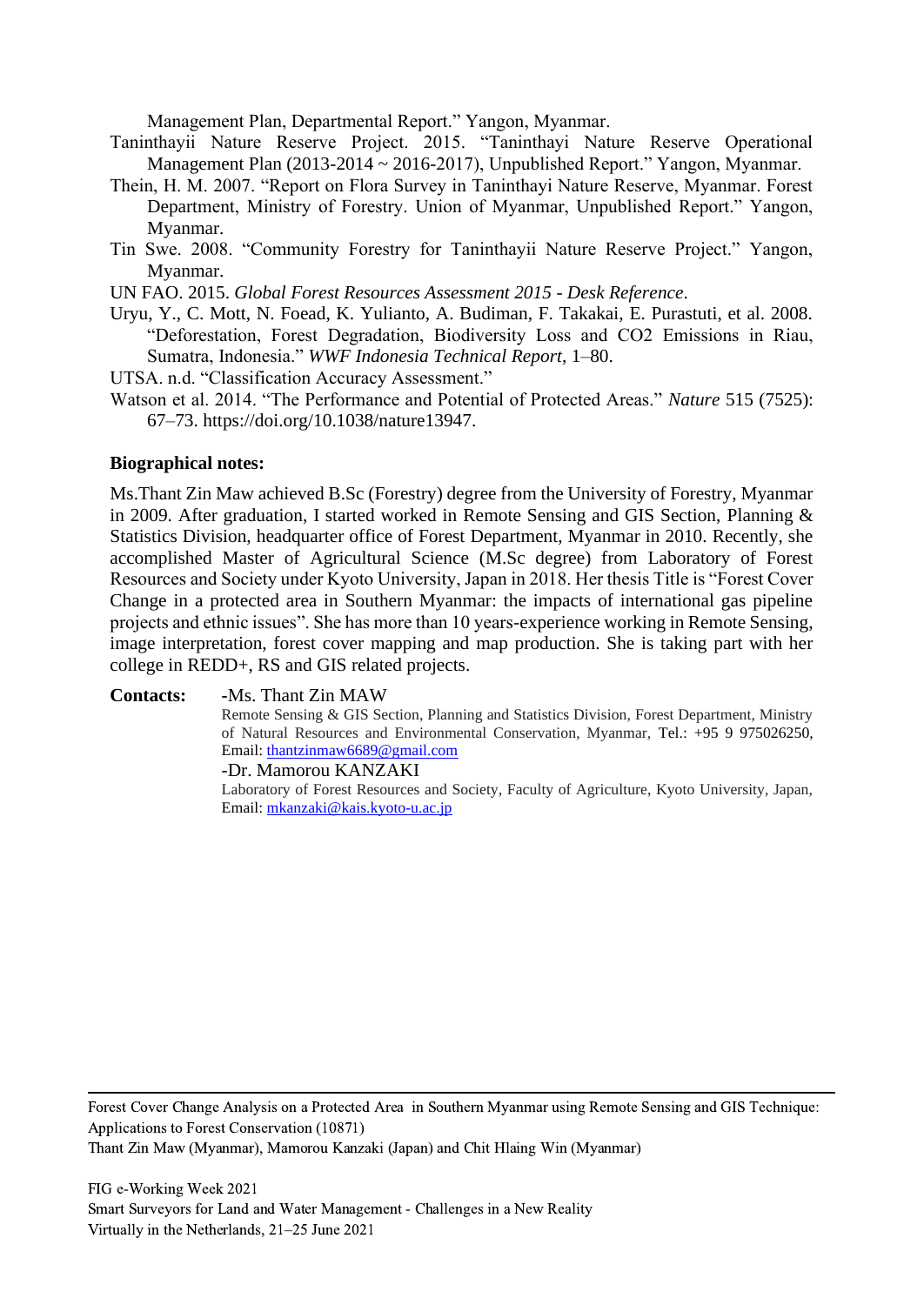Management Plan, Departmental Report." Yangon, Myanmar.

Taninthayii Nature Reserve Project. 2015. "Taninthayi Nature Reserve Operational Management Plan (2013-2014 ~ 2016-2017), Unpublished Report." Yangon, Myanmar.

Thein, H. M. 2007. "Report on Flora Survey in Taninthayi Nature Reserve, Myanmar. Forest Department, Ministry of Forestry. Union of Myanmar, Unpublished Report." Yangon, Myanmar.

Tin Swe. 2008. "Community Forestry for Taninthayii Nature Reserve Project." Yangon, Myanmar.

UN FAO. 2015. *Global Forest Resources Assessment 2015 - Desk Reference*.

Uryu, Y., C. Mott, N. Foead, K. Yulianto, A. Budiman, F. Takakai, E. Purastuti, et al. 2008. "Deforestation, Forest Degradation, Biodiversity Loss and CO2 Emissions in Riau, Sumatra, Indonesia." *WWF Indonesia Technical Report*, 1–80.

UTSA. n.d. "Classification Accuracy Assessment."

Watson et al. 2014. "The Performance and Potential of Protected Areas." *Nature* 515 (7525): 67–73. https://doi.org/10.1038/nature13947.

**Biographical notes:**

Ms.Thant Zin Maw achieved B.Sc (Forestry) degree from the University of Forestry, Myanmar in 2009. After graduation, I started worked in Remote Sensing and GIS Section, Planning & Statistics Division, headquarter office of Forest Department, Myanmar in 2010. Recently, she accomplished Master of Agricultural Science (M.Sc degree) from Laboratory of Forest Resources and Society under Kyoto University, Japan in 2018. Her thesis Title is "Forest Cover Change in a protected area in Southern Myanmar: the impacts of international gas pipeline projects and ethnic issues". She has more than 10 years-experience working in Remote Sensing, image interpretation, forest cover mapping and map production. She is taking part with her college in REDD+, RS and GIS related projects.

**Contacts:**

-Ms. Thant Zin MAW
Remote Sensing & GIS Section, Planning and Statistics Division, Forest Department, Ministry of Natural Resources and Environmental Conservation, Myanmar, Tel.: +95 9 975026250, Email: thantzinmaw6689@gmail.com

-Dr. Mamorou KANZAKI
Laboratory of Forest Resources and Society, Faculty of Agriculture, Kyoto University, Japan, Email: mkanzaki@kais.kyoto-u.ac.jp